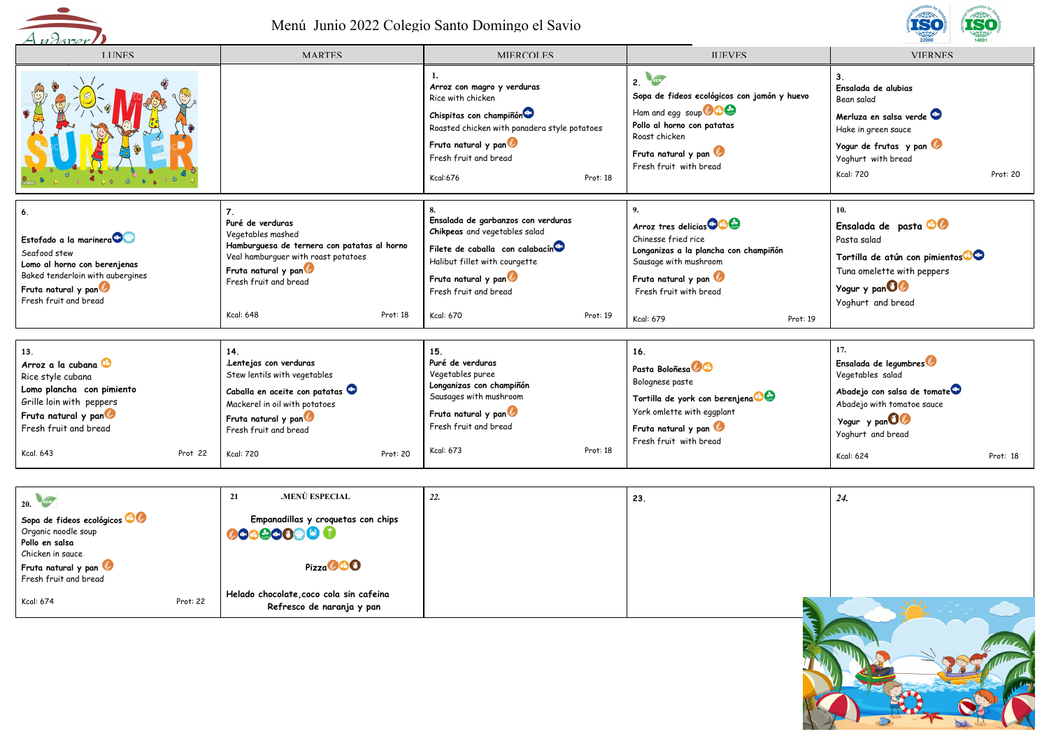# Menú Junio 2022 Colegio Santo Domingo el Savio

| LUNES | MARTES | MIERCOLES | JUEVES | VIERNES |
|---|---|---|---|---|
| | | **1.** **Arroz con magro y verduras** Rice with chicken **Chispitas con champiñón** Roasted chicken with panadera style potatoes **Fruta natural y pan** Fresh fruit and bread Kcal:676 Prot: 18 | **2.** **Sopa de fideos ecológicos con jamón y huevo** Ham and egg soup **Pollo al horno con patatas** Roast chicken **Fruta natural y pan** Fresh fruit with bread | **3.** **Ensalada de alubias** Bean salad **Merluza en salsa verde** Hake in green sauce **Yogur de frutas y pan** Yoghurt with bread Kcal: 720 Prot: 20 |
| **6.** **Estofado a la marinera** Seafood stew **Lomo al horno con berenjenas** Baked tenderloin with aubergines **Fruta natural y pan** Fresh fruit and bread | **7.** **Puré de verduras** Vegetables mashed **Hamburguesa de ternera con patatas al horno** Veal hamburguer with roast potatoes **Fruta natural y pan** Fresh fruit and bread Kcal: 648 Prot: 18 | **8.** **Ensalada de garbanzos con verduras** **Chikpeas** and vegetables salad **Filete de caballa con calabacín** Halibut fillet with courgette **Fruta natural y pan** Fresh fruit and bread Kcal: 670 Prot: 19 | **9.** **Arroz tres delicias** Chinesse fried rice **Longanizas a la plancha con champiñón** Sausage with mushroom **Fruta natural y pan** Fresh fruit with bread Kcal: 679 Prot: 19 | **10.** **Ensalada de pasta** Pasta salad **Tortilla de atún con pimientos** Tuna omelette with peppers **Yogur y pan** Yoghurt and bread |
| **13.** **Arroz a la cubana** Rice style cubana **Lomo plancha con pimiento** Grille loin with peppers **Fruta natural y pan** Fresh fruit and bread Kcal. 643 Prot 22 | **14.** **.Lentejas con verduras** Stew lentils with vegetables **Caballa en aceite con patatas** Mackerel in oil with potatoes **Fruta natural y pan** Fresh fruit and bread Kcal: 720 Prot: 20 | **15.** **Puré de verduras** Vegetables puree **Longanizas con champiñón** Sausages with mushroom **Fruta natural y pan** Fresh fruit and bread Kcal: 673 Prot: 18 | **16.** **Pasta Boloñesa** Bolognese paste **Tortilla de york con berenjena** York omlette with eggplant **Fruta natural y pan** Fresh fruit with bread | **17.** **Ensalada de legumbres** Vegetables salad **Abadejo con salsa de tomate** Abadejo with tomatoe sauce **Yogur y pan** Yoghurt and bread Kcal: 624 Prot: 18 |
| **20.** **Sopa de fideos ecológicos** Organic noodle soup **Pollo en salsa** Chicken in sauce **Fruta natural y pan** Fresh fruit and bread Kcal: 674 Prot: 22 | **21** **.MENÚ ESPECIAL** **Empanadillas y croquetas con chips** **Pizza** **Helado chocolate,coco cola sin cafeina** **Refresco de naranja y pan** | *22.* | 23. | *24.* |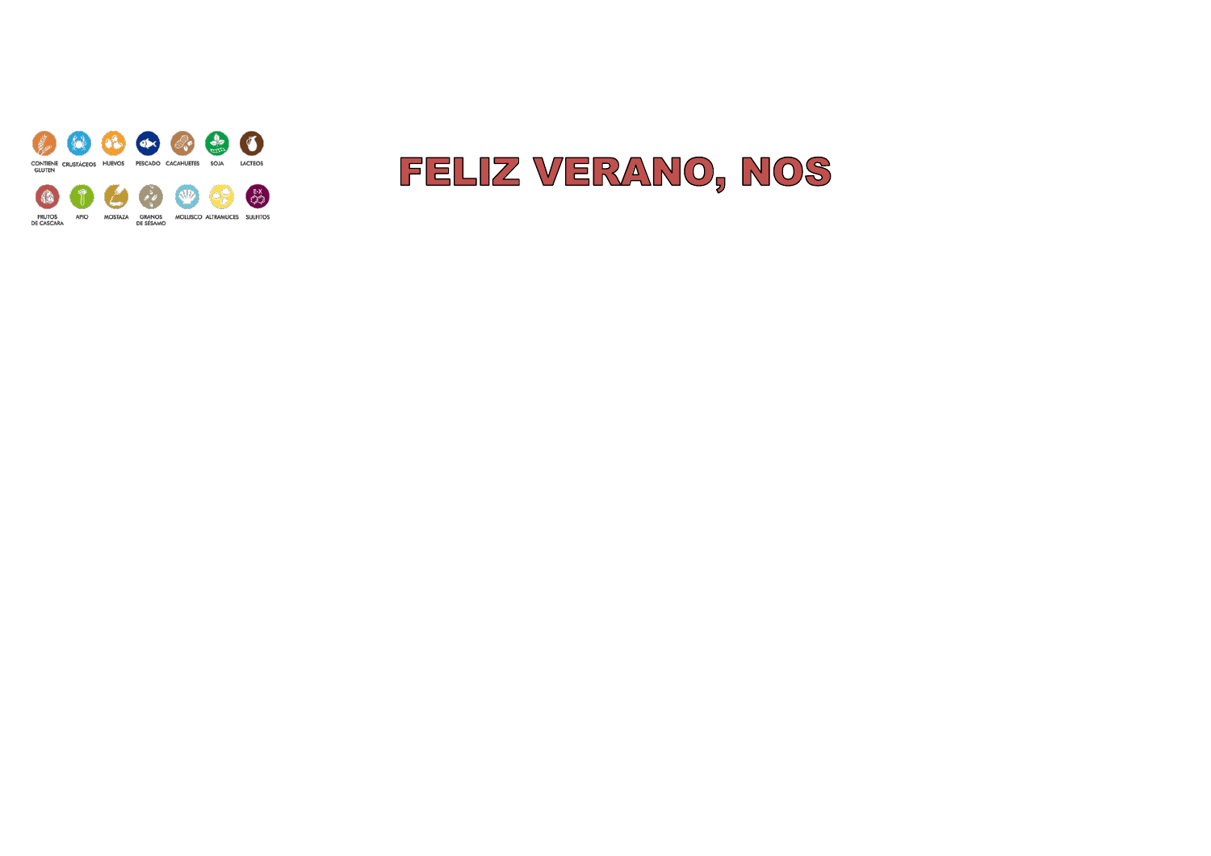CONTIENE GLUTEN · CRUSTÁCEOS · HUEVOS · PESCADO · CACAHUETES · SOJA · LACTEOS

FRUTOS DE CASCARA · APIO · MOSTAZA · GRANOS DE SÉSAMO · MOLUSCO · ALTRAMUCES · SULFITOS

# FELIZ VERANO, NOS